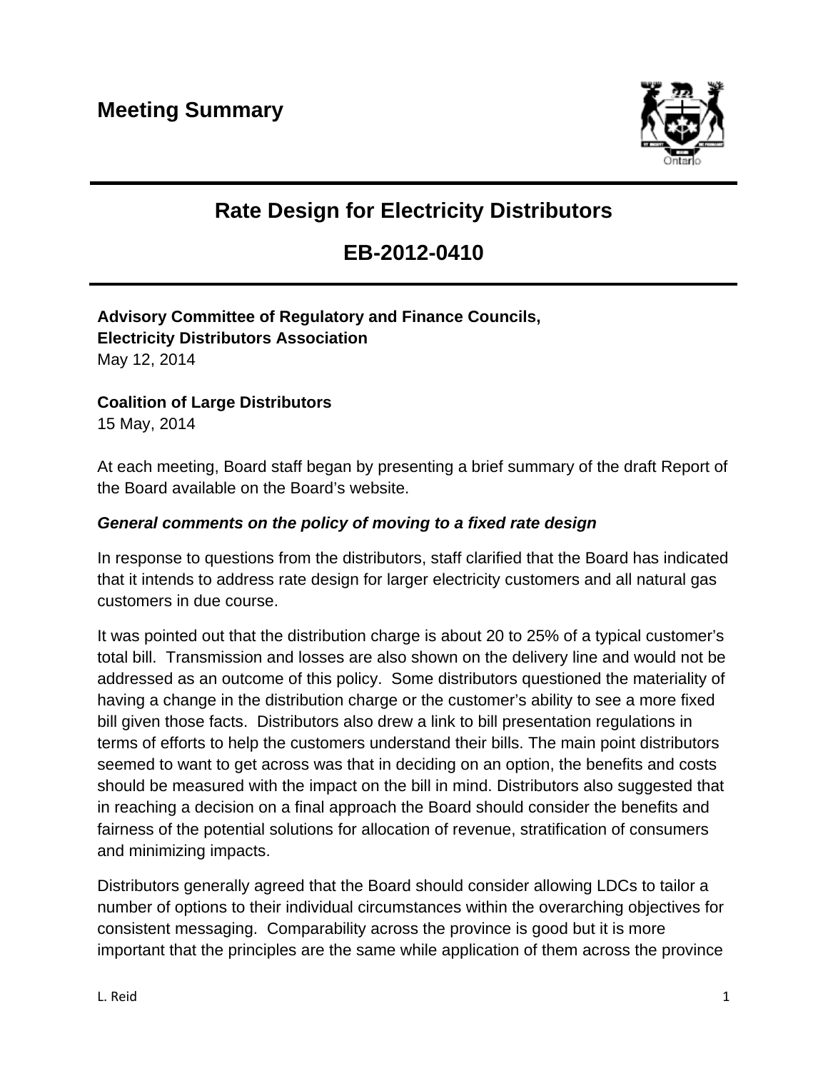# Meeting Summary

## Rate Design for Electricity Distributors

## EB-2012-0410

**Advisory Committee of Regulatory and Finance Councils,**
**Electricity Distributors Association**
May 12, 2014

**Coalition of Large Distributors**
15 May, 2014

At each meeting, Board staff began by presenting a brief summary of the draft Report of the Board available on the Board's website.

***General comments on the policy of moving to a fixed rate design***

In response to questions from the distributors, staff clarified that the Board has indicated that it intends to address rate design for larger electricity customers and all natural gas customers in due course.

It was pointed out that the distribution charge is about 20 to 25% of a typical customer's total bill. Transmission and losses are also shown on the delivery line and would not be addressed as an outcome of this policy. Some distributors questioned the materiality of having a change in the distribution charge or the customer's ability to see a more fixed bill given those facts. Distributors also drew a link to bill presentation regulations in terms of efforts to help the customers understand their bills. The main point distributors seemed to want to get across was that in deciding on an option, the benefits and costs should be measured with the impact on the bill in mind. Distributors also suggested that in reaching a decision on a final approach the Board should consider the benefits and fairness of the potential solutions for allocation of revenue, stratification of consumers and minimizing impacts.

Distributors generally agreed that the Board should consider allowing LDCs to tailor a number of options to their individual circumstances within the overarching objectives for consistent messaging. Comparability across the province is good but it is more important that the principles are the same while application of them across the province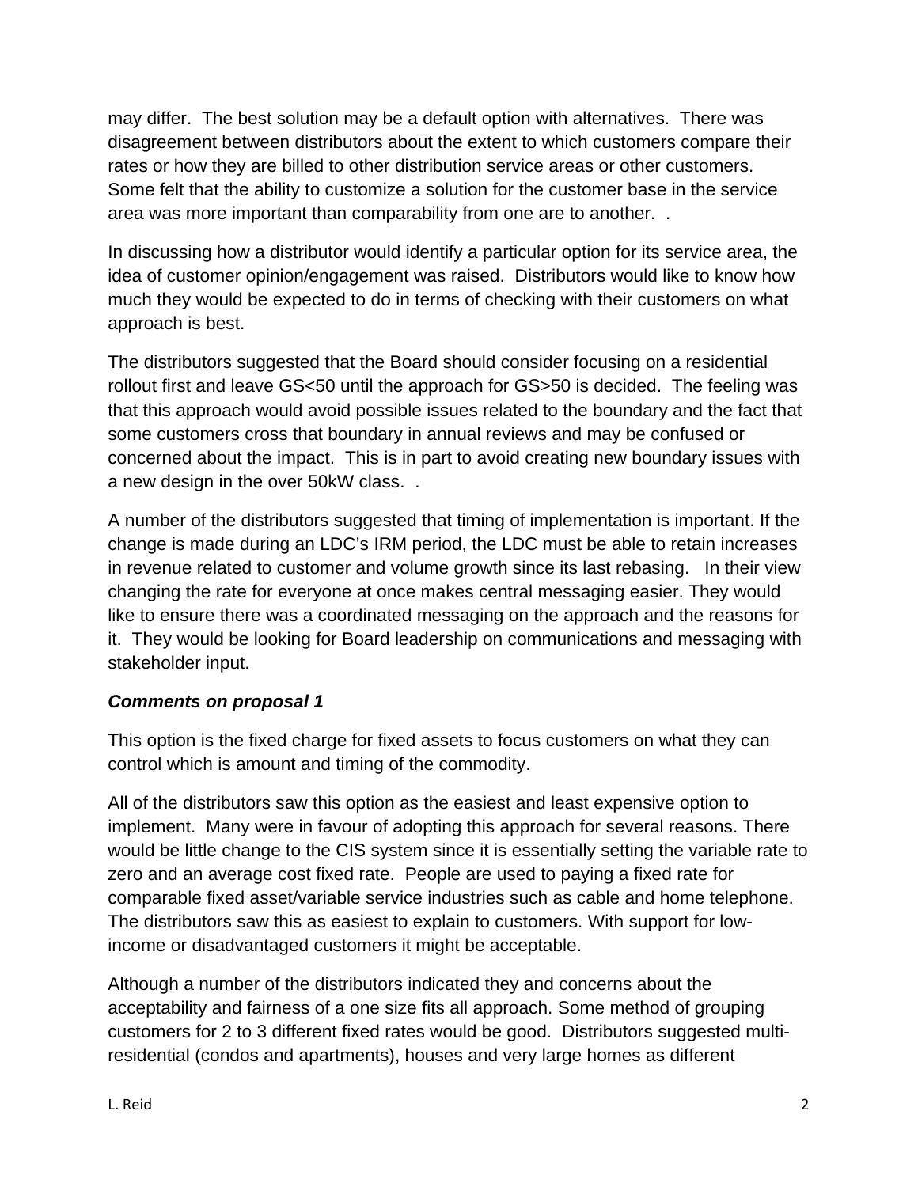may differ.  The best solution may be a default option with alternatives.  There was disagreement between distributors about the extent to which customers compare their rates or how they are billed to other distribution service areas or other customers.  Some felt that the ability to customize a solution for the customer base in the service area was more important than comparability from one are to another.  .

In discussing how a distributor would identify a particular option for its service area, the idea of customer opinion/engagement was raised.  Distributors would like to know how much they would be expected to do in terms of checking with their customers on what approach is best.

The distributors suggested that the Board should consider focusing on a residential rollout first and leave GS<50 until the approach for GS>50 is decided.  The feeling was that this approach would avoid possible issues related to the boundary and the fact that some customers cross that boundary in annual reviews and may be confused or concerned about the impact.  This is in part to avoid creating new boundary issues with a new design in the over 50kW class.  .

A number of the distributors suggested that timing of implementation is important. If the change is made during an LDC's IRM period, the LDC must be able to retain increases in revenue related to customer and volume growth since its last rebasing.   In their view changing the rate for everyone at once makes central messaging easier. They would like to ensure there was a coordinated messaging on the approach and the reasons for it.  They would be looking for Board leadership on communications and messaging with stakeholder input.

***Comments on proposal 1***

This option is the fixed charge for fixed assets to focus customers on what they can control which is amount and timing of the commodity.

All of the distributors saw this option as the easiest and least expensive option to implement.  Many were in favour of adopting this approach for several reasons. There would be little change to the CIS system since it is essentially setting the variable rate to zero and an average cost fixed rate.  People are used to paying a fixed rate for comparable fixed asset/variable service industries such as cable and home telephone. The distributors saw this as easiest to explain to customers. With support for low-income or disadvantaged customers it might be acceptable.

Although a number of the distributors indicated they and concerns about the acceptability and fairness of a one size fits all approach. Some method of grouping customers for 2 to 3 different fixed rates would be good.  Distributors suggested multi-residential (condos and apartments), houses and very large homes as different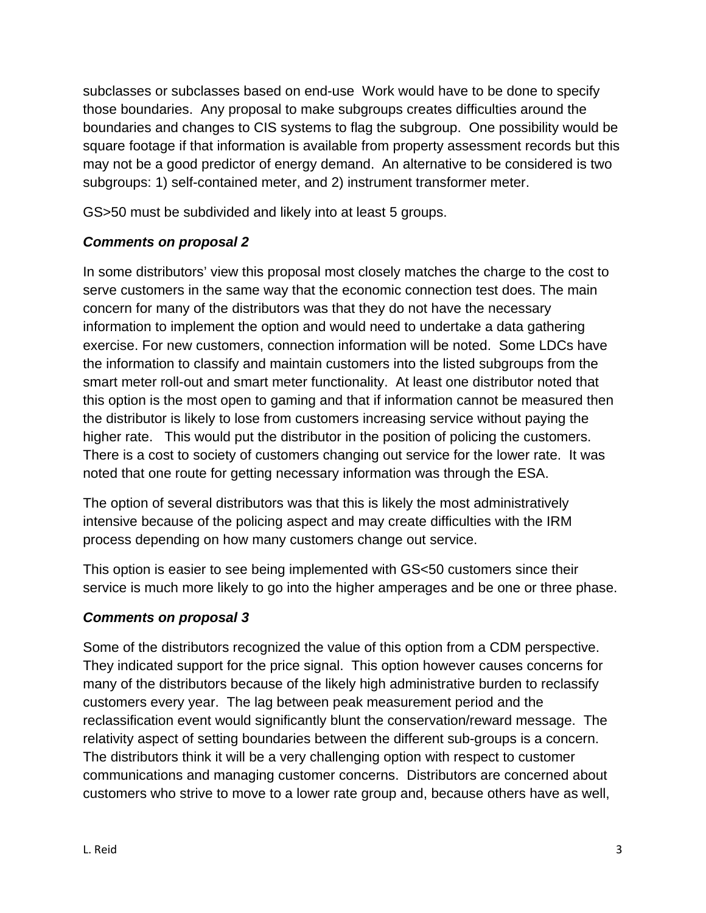subclasses or subclasses based on end-use  Work would have to be done to specify those boundaries.  Any proposal to make subgroups creates difficulties around the boundaries and changes to CIS systems to flag the subgroup.  One possibility would be square footage if that information is available from property assessment records but this may not be a good predictor of energy demand.  An alternative to be considered is two subgroups: 1) self-contained meter, and 2) instrument transformer meter.

GS>50 must be subdivided and likely into at least 5 groups.

***Comments on proposal 2***

In some distributors' view this proposal most closely matches the charge to the cost to serve customers in the same way that the economic connection test does. The main concern for many of the distributors was that they do not have the necessary information to implement the option and would need to undertake a data gathering exercise. For new customers, connection information will be noted.  Some LDCs have the information to classify and maintain customers into the listed subgroups from the smart meter roll-out and smart meter functionality.  At least one distributor noted that this option is the most open to gaming and that if information cannot be measured then the distributor is likely to lose from customers increasing service without paying the higher rate.   This would put the distributor in the position of policing the customers. There is a cost to society of customers changing out service for the lower rate.  It was noted that one route for getting necessary information was through the ESA.

The option of several distributors was that this is likely the most administratively intensive because of the policing aspect and may create difficulties with the IRM process depending on how many customers change out service.

This option is easier to see being implemented with GS<50 customers since their service is much more likely to go into the higher amperages and be one or three phase.

***Comments on proposal 3***

Some of the distributors recognized the value of this option from a CDM perspective. They indicated support for the price signal.  This option however causes concerns for many of the distributors because of the likely high administrative burden to reclassify customers every year.  The lag between peak measurement period and the reclassification event would significantly blunt the conservation/reward message.  The relativity aspect of setting boundaries between the different sub-groups is a concern. The distributors think it will be a very challenging option with respect to customer communications and managing customer concerns.  Distributors are concerned about customers who strive to move to a lower rate group and, because others have as well,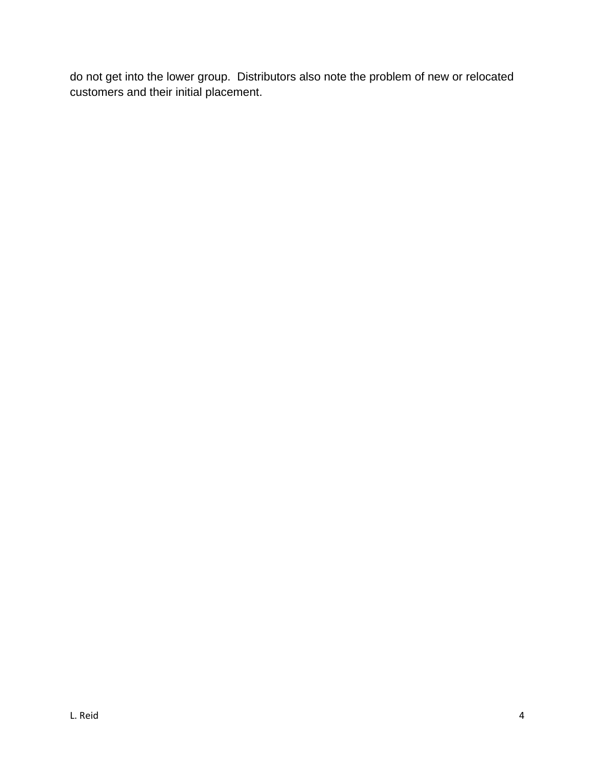do not get into the lower group. Distributors also note the problem of new or relocated customers and their initial placement.